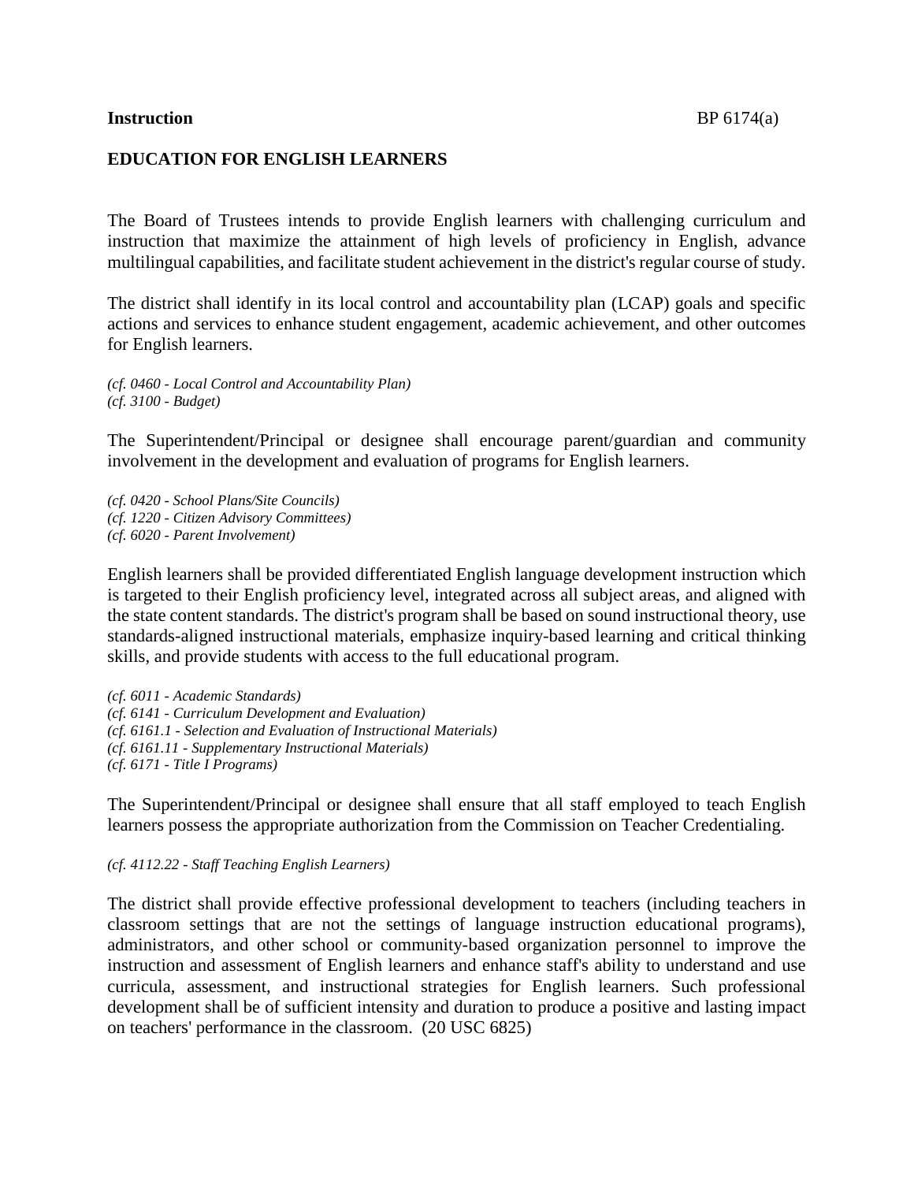**Instruction** BP 6174(a)

**EDUCATION FOR ENGLISH LEARNERS**

The Board of Trustees intends to provide English learners with challenging curriculum and instruction that maximize the attainment of high levels of proficiency in English, advance multilingual capabilities, and facilitate student achievement in the district's regular course of study.

The district shall identify in its local control and accountability plan (LCAP) goals and specific actions and services to enhance student engagement, academic achievement, and other outcomes for English learners.

*(cf. 0460 - Local Control and Accountability Plan)*
*(cf. 3100 - Budget)*

The Superintendent/Principal or designee shall encourage parent/guardian and community involvement in the development and evaluation of programs for English learners.

*(cf. 0420 - School Plans/Site Councils)*
*(cf. 1220 - Citizen Advisory Committees)*
*(cf. 6020 - Parent Involvement)*

English learners shall be provided differentiated English language development instruction which is targeted to their English proficiency level, integrated across all subject areas, and aligned with the state content standards. The district's program shall be based on sound instructional theory, use standards-aligned instructional materials, emphasize inquiry-based learning and critical thinking skills, and provide students with access to the full educational program.

*(cf. 6011 - Academic Standards)*
*(cf. 6141 - Curriculum Development and Evaluation)*
*(cf. 6161.1 - Selection and Evaluation of Instructional Materials)*
*(cf. 6161.11 - Supplementary Instructional Materials)*
*(cf. 6171 - Title I Programs)*

The Superintendent/Principal or designee shall ensure that all staff employed to teach English learners possess the appropriate authorization from the Commission on Teacher Credentialing.

*(cf. 4112.22 - Staff Teaching English Learners)*

The district shall provide effective professional development to teachers (including teachers in classroom settings that are not the settings of language instruction educational programs), administrators, and other school or community-based organization personnel to improve the instruction and assessment of English learners and enhance staff's ability to understand and use curricula, assessment, and instructional strategies for English learners. Such professional development shall be of sufficient intensity and duration to produce a positive and lasting impact on teachers' performance in the classroom. (20 USC 6825)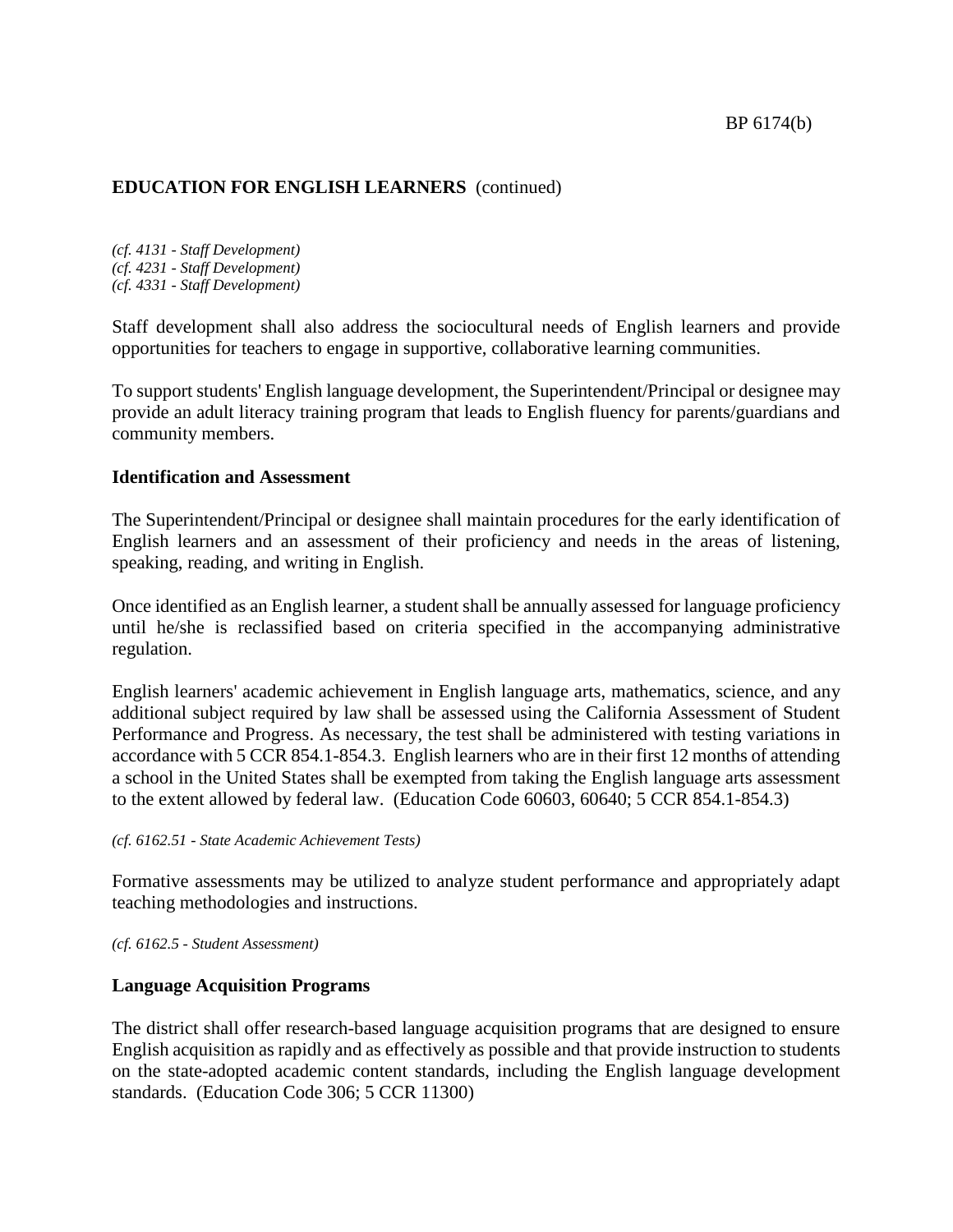**EDUCATION FOR ENGLISH LEARNERS** (continued)

*(cf. 4131 - Staff Development)*
*(cf. 4231 - Staff Development)*
*(cf. 4331 - Staff Development)*

Staff development shall also address the sociocultural needs of English learners and provide opportunities for teachers to engage in supportive, collaborative learning communities.

To support students' English language development, the Superintendent/Principal or designee may provide an adult literacy training program that leads to English fluency for parents/guardians and community members.

**Identification and Assessment**

The Superintendent/Principal or designee shall maintain procedures for the early identification of English learners and an assessment of their proficiency and needs in the areas of listening, speaking, reading, and writing in English.

Once identified as an English learner, a student shall be annually assessed for language proficiency until he/she is reclassified based on criteria specified in the accompanying administrative regulation.

English learners' academic achievement in English language arts, mathematics, science, and any additional subject required by law shall be assessed using the California Assessment of Student Performance and Progress. As necessary, the test shall be administered with testing variations in accordance with 5 CCR 854.1-854.3. English learners who are in their first 12 months of attending a school in the United States shall be exempted from taking the English language arts assessment to the extent allowed by federal law. (Education Code 60603, 60640; 5 CCR 854.1-854.3)

*(cf. 6162.51 - State Academic Achievement Tests)*

Formative assessments may be utilized to analyze student performance and appropriately adapt teaching methodologies and instructions.

*(cf. 6162.5 - Student Assessment)*

**Language Acquisition Programs**

The district shall offer research-based language acquisition programs that are designed to ensure English acquisition as rapidly and as effectively as possible and that provide instruction to students on the state-adopted academic content standards, including the English language development standards. (Education Code 306; 5 CCR 11300)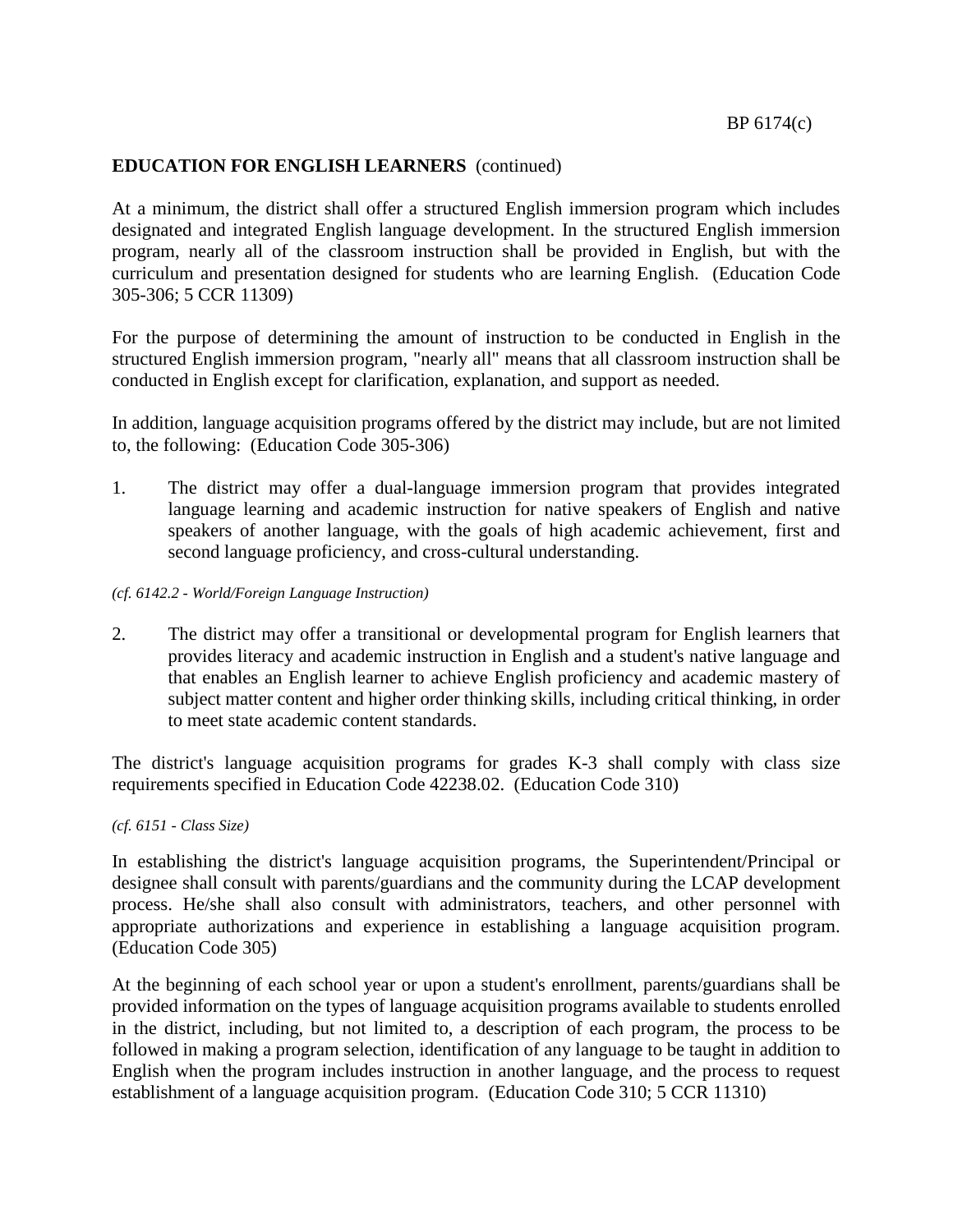**EDUCATION FOR ENGLISH LEARNERS** (continued)

At a minimum, the district shall offer a structured English immersion program which includes designated and integrated English language development. In the structured English immersion program, nearly all of the classroom instruction shall be provided in English, but with the curriculum and presentation designed for students who are learning English. (Education Code 305-306; 5 CCR 11309)

For the purpose of determining the amount of instruction to be conducted in English in the structured English immersion program, "nearly all" means that all classroom instruction shall be conducted in English except for clarification, explanation, and support as needed.

In addition, language acquisition programs offered by the district may include, but are not limited to, the following: (Education Code 305-306)

1. The district may offer a dual-language immersion program that provides integrated language learning and academic instruction for native speakers of English and native speakers of another language, with the goals of high academic achievement, first and second language proficiency, and cross-cultural understanding.

*(cf. 6142.2 - World/Foreign Language Instruction)*

2. The district may offer a transitional or developmental program for English learners that provides literacy and academic instruction in English and a student's native language and that enables an English learner to achieve English proficiency and academic mastery of subject matter content and higher order thinking skills, including critical thinking, in order to meet state academic content standards.

The district's language acquisition programs for grades K-3 shall comply with class size requirements specified in Education Code 42238.02. (Education Code 310)

*(cf. 6151 - Class Size)*

In establishing the district's language acquisition programs, the Superintendent/Principal or designee shall consult with parents/guardians and the community during the LCAP development process. He/she shall also consult with administrators, teachers, and other personnel with appropriate authorizations and experience in establishing a language acquisition program. (Education Code 305)

At the beginning of each school year or upon a student's enrollment, parents/guardians shall be provided information on the types of language acquisition programs available to students enrolled in the district, including, but not limited to, a description of each program, the process to be followed in making a program selection, identification of any language to be taught in addition to English when the program includes instruction in another language, and the process to request establishment of a language acquisition program. (Education Code 310; 5 CCR 11310)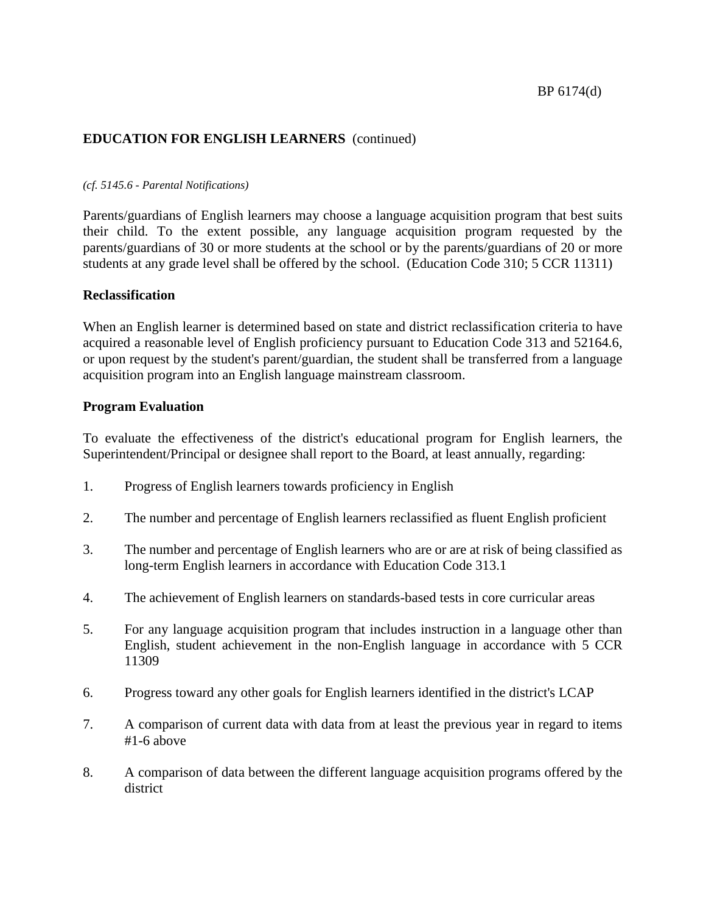**EDUCATION FOR ENGLISH LEARNERS** (continued)

*(cf. 5145.6 - Parental Notifications)*

Parents/guardians of English learners may choose a language acquisition program that best suits their child. To the extent possible, any language acquisition program requested by the parents/guardians of 30 or more students at the school or by the parents/guardians of 20 or more students at any grade level shall be offered by the school. (Education Code 310; 5 CCR 11311)

**Reclassification**

When an English learner is determined based on state and district reclassification criteria to have acquired a reasonable level of English proficiency pursuant to Education Code 313 and 52164.6, or upon request by the student's parent/guardian, the student shall be transferred from a language acquisition program into an English language mainstream classroom.

**Program Evaluation**

To evaluate the effectiveness of the district's educational program for English learners, the Superintendent/Principal or designee shall report to the Board, at least annually, regarding:

1. Progress of English learners towards proficiency in English

2. The number and percentage of English learners reclassified as fluent English proficient

3. The number and percentage of English learners who are or are at risk of being classified as long-term English learners in accordance with Education Code 313.1

4. The achievement of English learners on standards-based tests in core curricular areas

5. For any language acquisition program that includes instruction in a language other than English, student achievement in the non-English language in accordance with 5 CCR 11309

6. Progress toward any other goals for English learners identified in the district's LCAP

7. A comparison of current data with data from at least the previous year in regard to items #1-6 above

8. A comparison of data between the different language acquisition programs offered by the district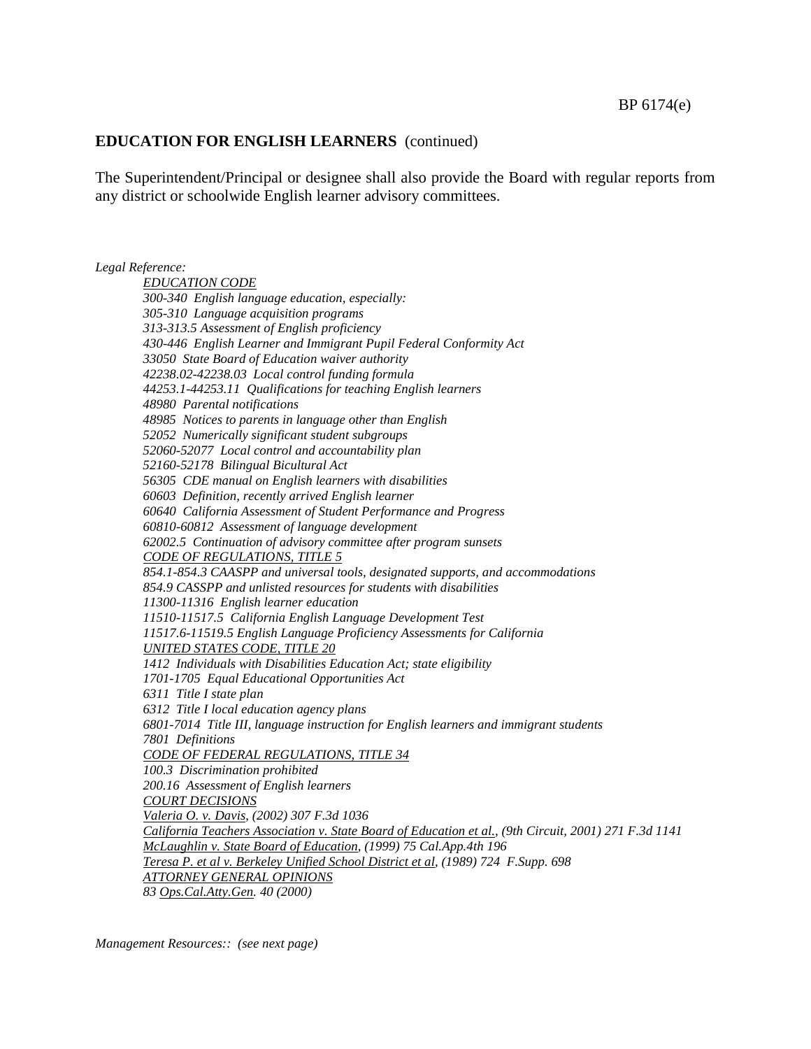**EDUCATION FOR ENGLISH LEARNERS** (continued)

The Superintendent/Principal or designee shall also provide the Board with regular reports from any district or schoolwide English learner advisory committees.

*Legal Reference:*

*EDUCATION CODE*
*300-340 English language education, especially:*
*305-310 Language acquisition programs*
*313-313.5 Assessment of English proficiency*
*430-446 English Learner and Immigrant Pupil Federal Conformity Act*
*33050 State Board of Education waiver authority*
*42238.02-42238.03 Local control funding formula*
*44253.1-44253.11 Qualifications for teaching English learners*
*48980 Parental notifications*
*48985 Notices to parents in language other than English*
*52052 Numerically significant student subgroups*
*52060-52077 Local control and accountability plan*
*52160-52178 Bilingual Bicultural Act*
*56305 CDE manual on English learners with disabilities*
*60603 Definition, recently arrived English learner*
*60640 California Assessment of Student Performance and Progress*
*60810-60812 Assessment of language development*
*62002.5 Continuation of advisory committee after program sunsets*

*CODE OF REGULATIONS, TITLE 5*
*854.1-854.3 CAASPP and universal tools, designated supports, and accommodations*
*854.9 CASSPP and unlisted resources for students with disabilities*
*11300-11316 English learner education*
*11510-11517.5 California English Language Development Test*
*11517.6-11519.5 English Language Proficiency Assessments for California*

*UNITED STATES CODE, TITLE 20*
*1412 Individuals with Disabilities Education Act; state eligibility*
*1701-1705 Equal Educational Opportunities Act*
*6311 Title I state plan*
*6312 Title I local education agency plans*
*6801-7014 Title III, language instruction for English learners and immigrant students*
*7801 Definitions*

*CODE OF FEDERAL REGULATIONS, TITLE 34*
*100.3 Discrimination prohibited*
*200.16 Assessment of English learners*

*COURT DECISIONS*
*Valeria O. v. Davis, (2002) 307 F.3d 1036*
*California Teachers Association v. State Board of Education et al., (9th Circuit, 2001) 271 F.3d 1141*
*McLaughlin v. State Board of Education, (1999) 75 Cal.App.4th 196*
*Teresa P. et al v. Berkeley Unified School District et al, (1989) 724 F.Supp. 698*

*ATTORNEY GENERAL OPINIONS*
*83 Ops.Cal.Atty.Gen. 40 (2000)*

*Management Resources:: (see next page)*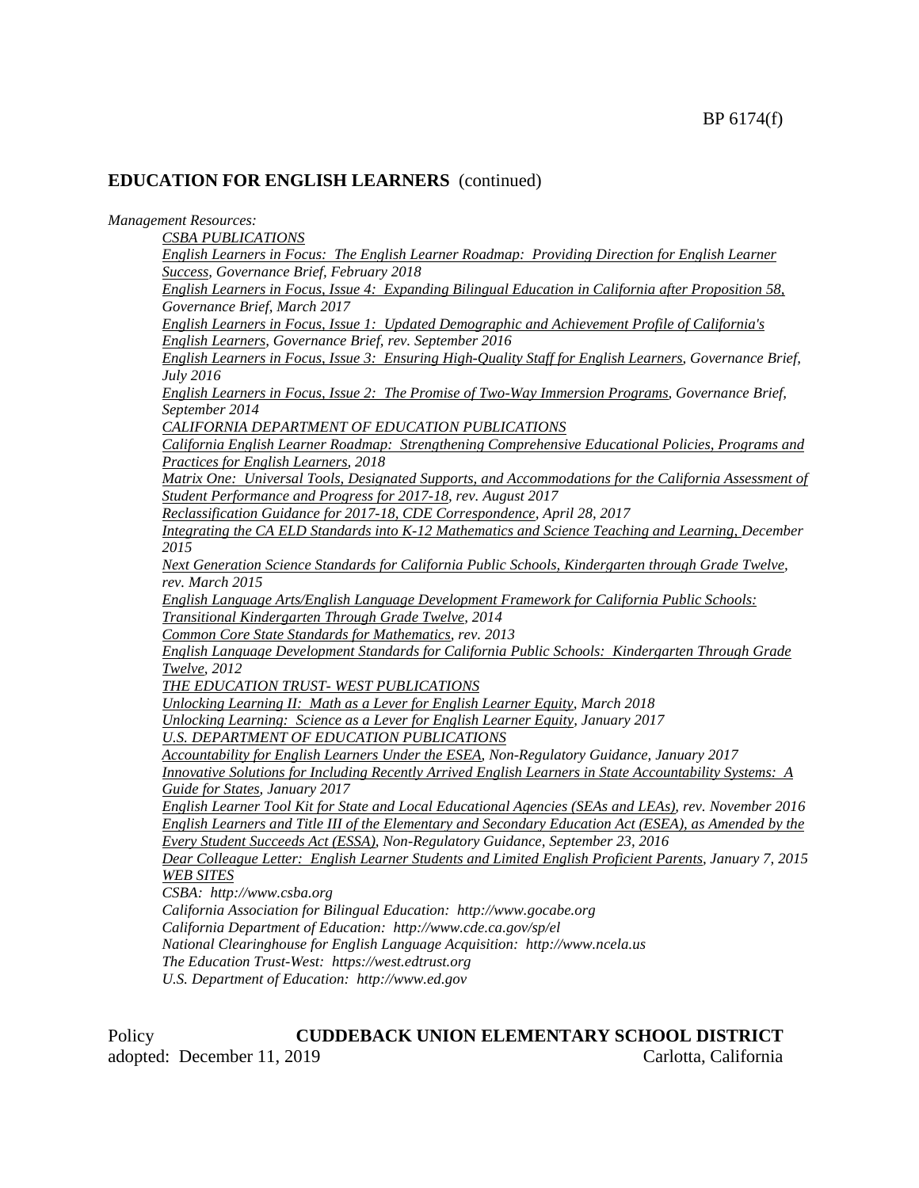BP 6174(f)

## EDUCATION FOR ENGLISH LEARNERS (continued)

*Management Resources:*

*CSBA PUBLICATIONS*

*English Learners in Focus: The English Learner Roadmap: Providing Direction for English Learner Success, Governance Brief, February 2018*

*English Learners in Focus, Issue 4: Expanding Bilingual Education in California after Proposition 58, Governance Brief, March 2017*

*English Learners in Focus, Issue 1: Updated Demographic and Achievement Profile of California's English Learners, Governance Brief, rev. September 2016*

*English Learners in Focus, Issue 3: Ensuring High-Quality Staff for English Learners, Governance Brief, July 2016*

*English Learners in Focus, Issue 2: The Promise of Two-Way Immersion Programs, Governance Brief, September 2014*

*CALIFORNIA DEPARTMENT OF EDUCATION PUBLICATIONS*

*California English Learner Roadmap: Strengthening Comprehensive Educational Policies, Programs and Practices for English Learners, 2018*

*Matrix One: Universal Tools, Designated Supports, and Accommodations for the California Assessment of Student Performance and Progress for 2017-18, rev. August 2017*

*Reclassification Guidance for 2017-18, CDE Correspondence, April 28, 2017*

*Integrating the CA ELD Standards into K-12 Mathematics and Science Teaching and Learning, December 2015*

*Next Generation Science Standards for California Public Schools, Kindergarten through Grade Twelve, rev. March 2015*

*English Language Arts/English Language Development Framework for California Public Schools: Transitional Kindergarten Through Grade Twelve, 2014*

*Common Core State Standards for Mathematics, rev. 2013*

*English Language Development Standards for California Public Schools: Kindergarten Through Grade Twelve, 2012*

*THE EDUCATION TRUST- WEST PUBLICATIONS*

*Unlocking Learning II: Math as a Lever for English Learner Equity, March 2018*

*Unlocking Learning: Science as a Lever for English Learner Equity, January 2017*

*U.S. DEPARTMENT OF EDUCATION PUBLICATIONS*

*Accountability for English Learners Under the ESEA, Non-Regulatory Guidance, January 2017*

*Innovative Solutions for Including Recently Arrived English Learners in State Accountability Systems: A Guide for States, January 2017*

*English Learner Tool Kit for State and Local Educational Agencies (SEAs and LEAs), rev. November 2016*

*English Learners and Title III of the Elementary and Secondary Education Act (ESEA), as Amended by the Every Student Succeeds Act (ESSA), Non-Regulatory Guidance, September 23, 2016*

*Dear Colleague Letter: English Learner Students and Limited English Proficient Parents, January 7, 2015*

*WEB SITES*

*CSBA: http://www.csba.org*

*California Association for Bilingual Education: http://www.gocabe.org*

*California Department of Education: http://www.cde.ca.gov/sp/el*

*National Clearinghouse for English Language Acquisition: http://www.ncela.us*

*The Education Trust-West: https://west.edtrust.org*

*U.S. Department of Education: http://www.ed.gov*

Policy **CUDDEBACK UNION ELEMENTARY SCHOOL DISTRICT**
adopted: December 11, 2019 Carlotta, California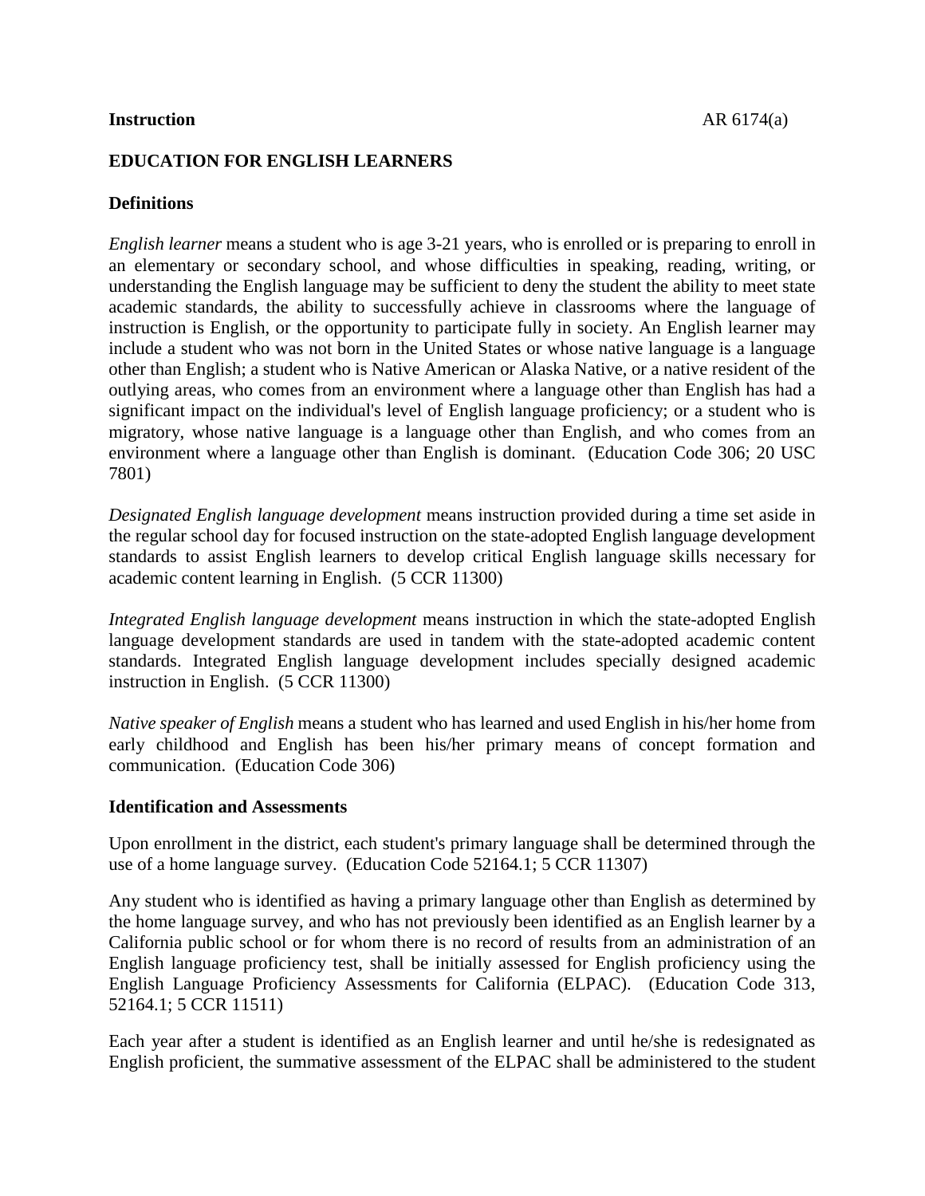**Instruction**

## EDUCATION FOR ENGLISH LEARNERS

### Definitions

*English learner* means a student who is age 3-21 years, who is enrolled or is preparing to enroll in an elementary or secondary school, and whose difficulties in speaking, reading, writing, or understanding the English language may be sufficient to deny the student the ability to meet state academic standards, the ability to successfully achieve in classrooms where the language of instruction is English, or the opportunity to participate fully in society. An English learner may include a student who was not born in the United States or whose native language is a language other than English; a student who is Native American or Alaska Native, or a native resident of the outlying areas, who comes from an environment where a language other than English has had a significant impact on the individual's level of English language proficiency; or a student who is migratory, whose native language is a language other than English, and who comes from an environment where a language other than English is dominant. (Education Code 306; 20 USC 7801)

*Designated English language development* means instruction provided during a time set aside in the regular school day for focused instruction on the state-adopted English language development standards to assist English learners to develop critical English language skills necessary for academic content learning in English. (5 CCR 11300)

*Integrated English language development* means instruction in which the state-adopted English language development standards are used in tandem with the state-adopted academic content standards. Integrated English language development includes specially designed academic instruction in English. (5 CCR 11300)

*Native speaker of English* means a student who has learned and used English in his/her home from early childhood and English has been his/her primary means of concept formation and communication. (Education Code 306)

### Identification and Assessments

Upon enrollment in the district, each student's primary language shall be determined through the use of a home language survey. (Education Code 52164.1; 5 CCR 11307)

Any student who is identified as having a primary language other than English as determined by the home language survey, and who has not previously been identified as an English learner by a California public school or for whom there is no record of results from an administration of an English language proficiency test, shall be initially assessed for English proficiency using the English Language Proficiency Assessments for California (ELPAC). (Education Code 313, 52164.1; 5 CCR 11511)

Each year after a student is identified as an English learner and until he/she is redesignated as English proficient, the summative assessment of the ELPAC shall be administered to the student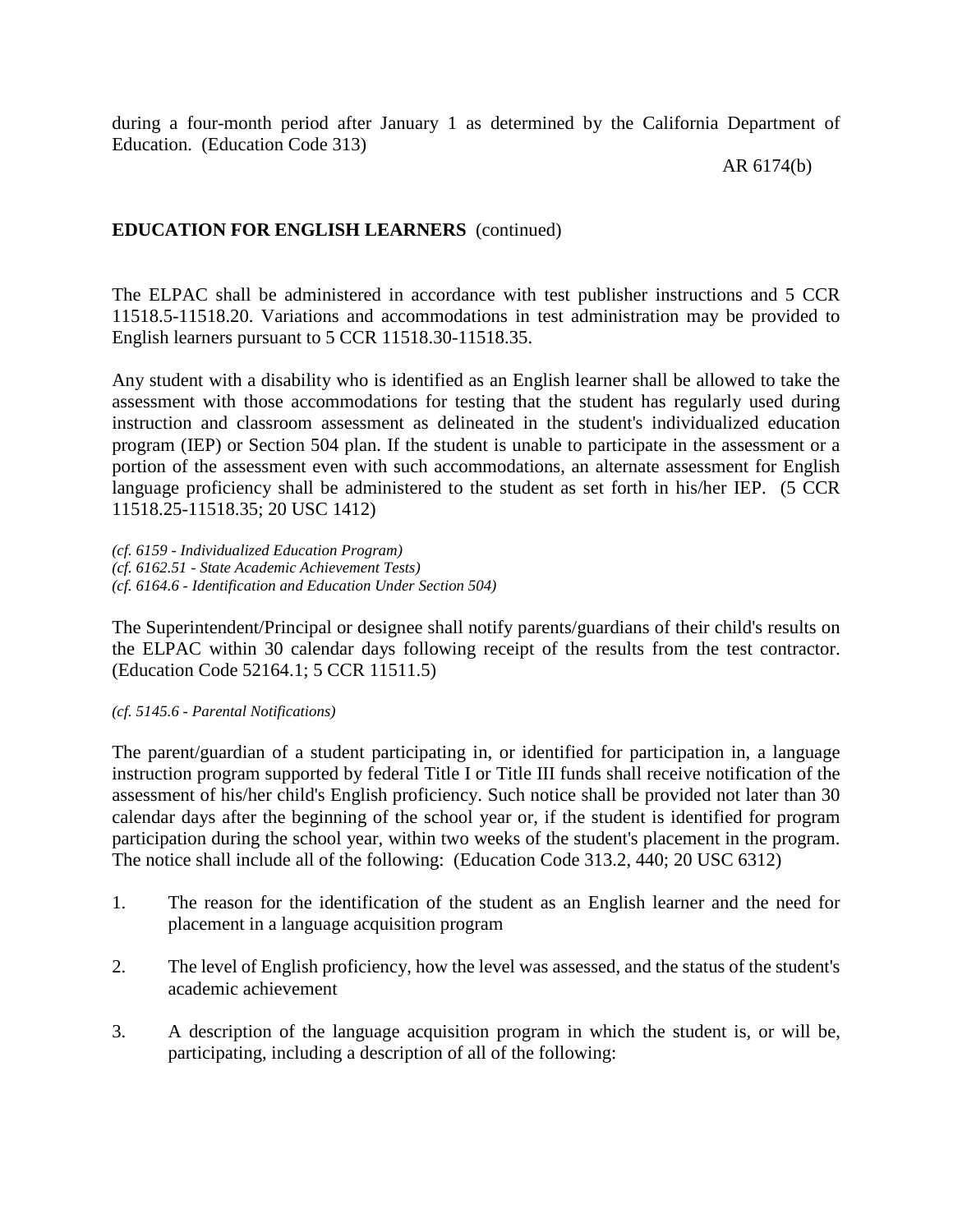during a four-month period after January 1 as determined by the California Department of Education. (Education Code 313)

**EDUCATION FOR ENGLISH LEARNERS** (continued)

The ELPAC shall be administered in accordance with test publisher instructions and 5 CCR 11518.5-11518.20. Variations and accommodations in test administration may be provided to English learners pursuant to 5 CCR 11518.30-11518.35.

Any student with a disability who is identified as an English learner shall be allowed to take the assessment with those accommodations for testing that the student has regularly used during instruction and classroom assessment as delineated in the student's individualized education program (IEP) or Section 504 plan. If the student is unable to participate in the assessment or a portion of the assessment even with such accommodations, an alternate assessment for English language proficiency shall be administered to the student as set forth in his/her IEP. (5 CCR 11518.25-11518.35; 20 USC 1412)

*(cf. 6159 - Individualized Education Program)*
*(cf. 6162.51 - State Academic Achievement Tests)*
*(cf. 6164.6 - Identification and Education Under Section 504)*

The Superintendent/Principal or designee shall notify parents/guardians of their child's results on the ELPAC within 30 calendar days following receipt of the results from the test contractor. (Education Code 52164.1; 5 CCR 11511.5)

*(cf. 5145.6 - Parental Notifications)*

The parent/guardian of a student participating in, or identified for participation in, a language instruction program supported by federal Title I or Title III funds shall receive notification of the assessment of his/her child's English proficiency. Such notice shall be provided not later than 30 calendar days after the beginning of the school year or, if the student is identified for program participation during the school year, within two weeks of the student's placement in the program. The notice shall include all of the following: (Education Code 313.2, 440; 20 USC 6312)

1. The reason for the identification of the student as an English learner and the need for placement in a language acquisition program

2. The level of English proficiency, how the level was assessed, and the status of the student's academic achievement

3. A description of the language acquisition program in which the student is, or will be, participating, including a description of all of the following: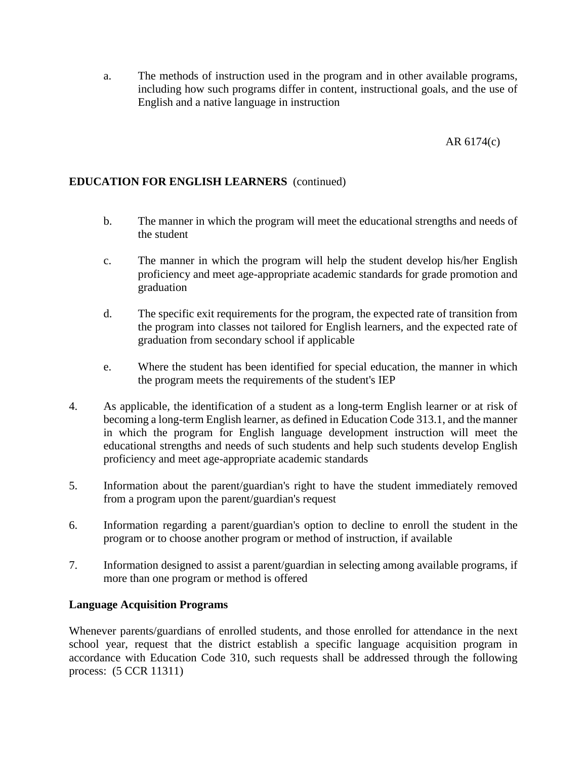a. The methods of instruction used in the program and in other available programs, including how such programs differ in content, instructional goals, and the use of English and a native language in instruction

b. The manner in which the program will meet the educational strengths and needs of the student

c. The manner in which the program will help the student develop his/her English proficiency and meet age-appropriate academic standards for grade promotion and graduation

d. The specific exit requirements for the program, the expected rate of transition from the program into classes not tailored for English learners, and the expected rate of graduation from secondary school if applicable

e. Where the student has been identified for special education, the manner in which the program meets the requirements of the student's IEP

4. As applicable, the identification of a student as a long-term English learner or at risk of becoming a long-term English learner, as defined in Education Code 313.1, and the manner in which the program for English language development instruction will meet the educational strengths and needs of such students and help such students develop English proficiency and meet age-appropriate academic standards

5. Information about the parent/guardian's right to have the student immediately removed from a program upon the parent/guardian's request

6. Information regarding a parent/guardian's option to decline to enroll the student in the program or to choose another program or method of instruction, if available

7. Information designed to assist a parent/guardian in selecting among available programs, if more than one program or method is offered

**Language Acquisition Programs**

Whenever parents/guardians of enrolled students, and those enrolled for attendance in the next school year, request that the district establish a specific language acquisition program in accordance with Education Code 310, such requests shall be addressed through the following process: (5 CCR 11311)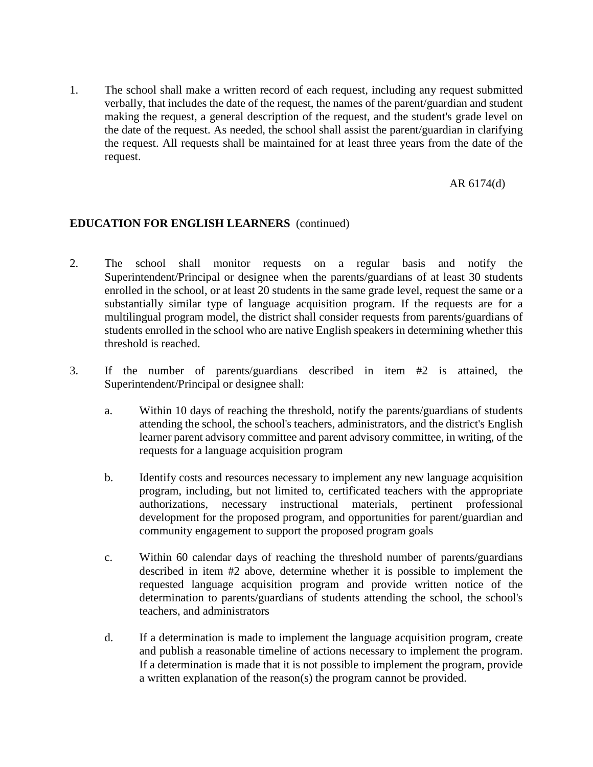1. The school shall make a written record of each request, including any request submitted verbally, that includes the date of the request, the names of the parent/guardian and student making the request, a general description of the request, and the student's grade level on the date of the request. As needed, the school shall assist the parent/guardian in clarifying the request. All requests shall be maintained for at least three years from the date of the request.

2. The school shall monitor requests on a regular basis and notify the Superintendent/Principal or designee when the parents/guardians of at least 30 students enrolled in the school, or at least 20 students in the same grade level, request the same or a substantially similar type of language acquisition program. If the requests are for a multilingual program model, the district shall consider requests from parents/guardians of students enrolled in the school who are native English speakers in determining whether this threshold is reached.

3. If the number of parents/guardians described in item #2 is attained, the Superintendent/Principal or designee shall:

   a. Within 10 days of reaching the threshold, notify the parents/guardians of students attending the school, the school's teachers, administrators, and the district's English learner parent advisory committee and parent advisory committee, in writing, of the requests for a language acquisition program

   b. Identify costs and resources necessary to implement any new language acquisition program, including, but not limited to, certificated teachers with the appropriate authorizations, necessary instructional materials, pertinent professional development for the proposed program, and opportunities for parent/guardian and community engagement to support the proposed program goals

   c. Within 60 calendar days of reaching the threshold number of parents/guardians described in item #2 above, determine whether it is possible to implement the requested language acquisition program and provide written notice of the determination to parents/guardians of students attending the school, the school's teachers, and administrators

   d. If a determination is made to implement the language acquisition program, create and publish a reasonable timeline of actions necessary to implement the program. If a determination is made that it is not possible to implement the program, provide a written explanation of the reason(s) the program cannot be provided.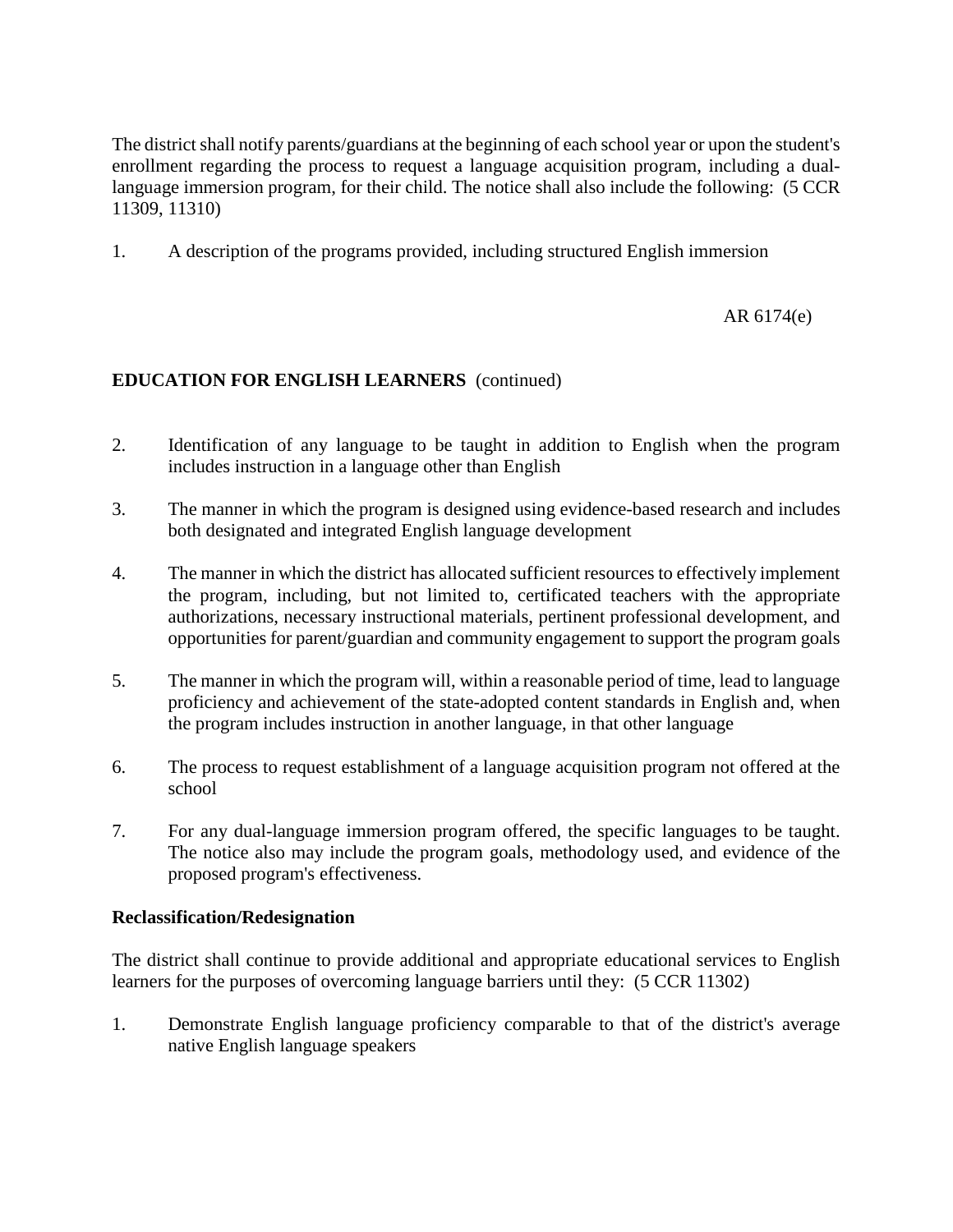The district shall notify parents/guardians at the beginning of each school year or upon the student's enrollment regarding the process to request a language acquisition program, including a dual-language immersion program, for their child. The notice shall also include the following: (5 CCR 11309, 11310)

1. A description of the programs provided, including structured English immersion

2. Identification of any language to be taught in addition to English when the program includes instruction in a language other than English

3. The manner in which the program is designed using evidence-based research and includes both designated and integrated English language development

4. The manner in which the district has allocated sufficient resources to effectively implement the program, including, but not limited to, certificated teachers with the appropriate authorizations, necessary instructional materials, pertinent professional development, and opportunities for parent/guardian and community engagement to support the program goals

5. The manner in which the program will, within a reasonable period of time, lead to language proficiency and achievement of the state-adopted content standards in English and, when the program includes instruction in another language, in that other language

6. The process to request establishment of a language acquisition program not offered at the school

7. For any dual-language immersion program offered, the specific languages to be taught. The notice also may include the program goals, methodology used, and evidence of the proposed program's effectiveness.

**Reclassification/Redesignation**

The district shall continue to provide additional and appropriate educational services to English learners for the purposes of overcoming language barriers until they: (5 CCR 11302)

1. Demonstrate English language proficiency comparable to that of the district's average native English language speakers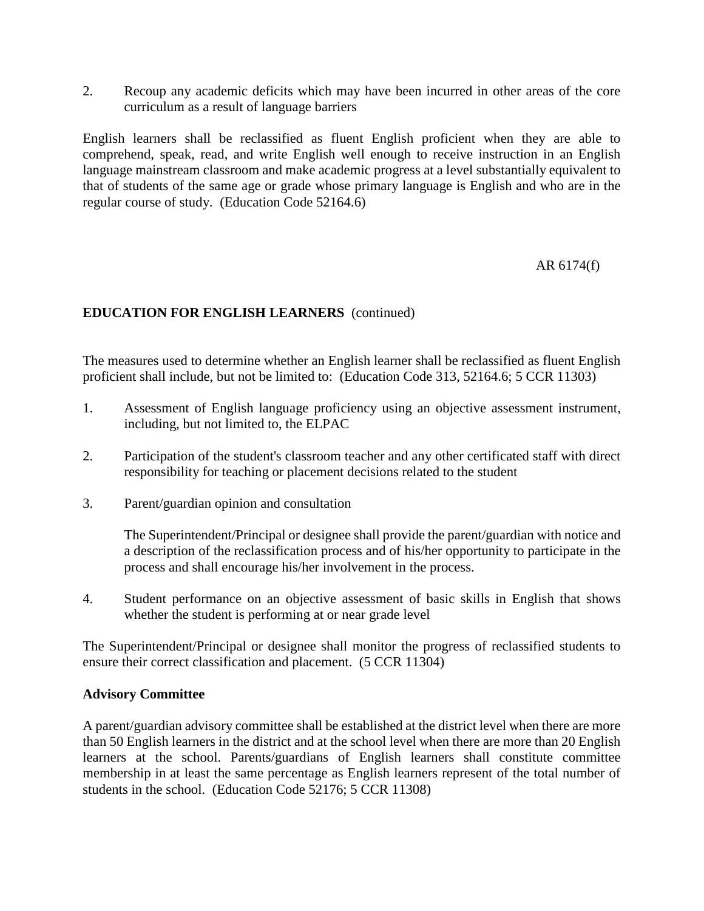2. Recoup any academic deficits which may have been incurred in other areas of the core curriculum as a result of language barriers

English learners shall be reclassified as fluent English proficient when they are able to comprehend, speak, read, and write English well enough to receive instruction in an English language mainstream classroom and make academic progress at a level substantially equivalent to that of students of the same age or grade whose primary language is English and who are in the regular course of study. (Education Code 52164.6)

The measures used to determine whether an English learner shall be reclassified as fluent English proficient shall include, but not be limited to: (Education Code 313, 52164.6; 5 CCR 11303)

1. Assessment of English language proficiency using an objective assessment instrument, including, but not limited to, the ELPAC

2. Participation of the student's classroom teacher and any other certificated staff with direct responsibility for teaching or placement decisions related to the student

3. Parent/guardian opinion and consultation

   The Superintendent/Principal or designee shall provide the parent/guardian with notice and a description of the reclassification process and of his/her opportunity to participate in the process and shall encourage his/her involvement in the process.

4. Student performance on an objective assessment of basic skills in English that shows whether the student is performing at or near grade level

The Superintendent/Principal or designee shall monitor the progress of reclassified students to ensure their correct classification and placement. (5 CCR 11304)

**Advisory Committee**

A parent/guardian advisory committee shall be established at the district level when there are more than 50 English learners in the district and at the school level when there are more than 20 English learners at the school. Parents/guardians of English learners shall constitute committee membership in at least the same percentage as English learners represent of the total number of students in the school. (Education Code 52176; 5 CCR 11308)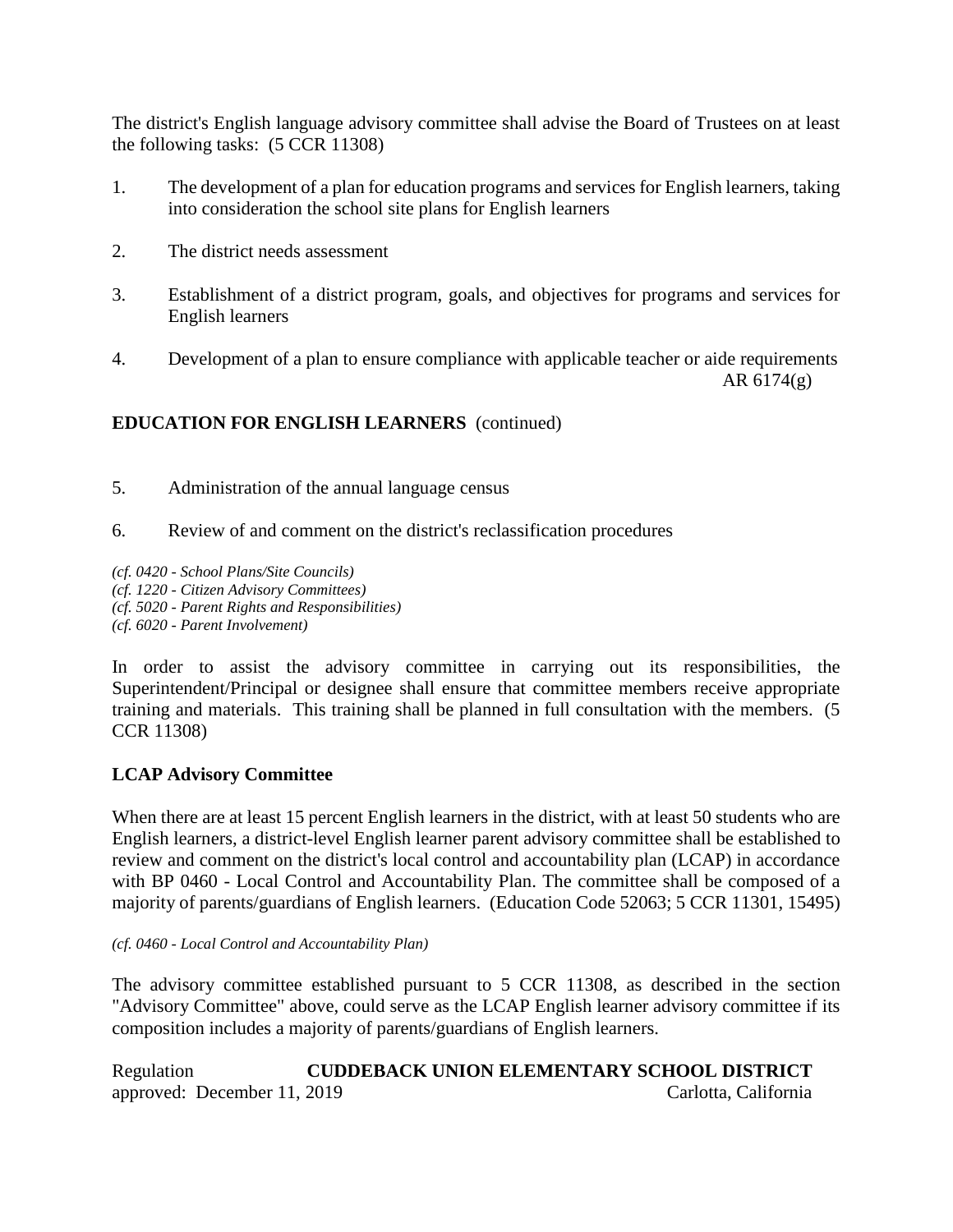The district's English language advisory committee shall advise the Board of Trustees on at least the following tasks: (5 CCR 11308)

1. The development of a plan for education programs and services for English learners, taking into consideration the school site plans for English learners

2. The district needs assessment

3. Establishment of a district program, goals, and objectives for programs and services for English learners

4. Development of a plan to ensure compliance with applicable teacher or aide requirements

5. Administration of the annual language census

6. Review of and comment on the district's reclassification procedures

*(cf. 0420 - School Plans/Site Councils)*
*(cf. 1220 - Citizen Advisory Committees)*
*(cf. 5020 - Parent Rights and Responsibilities)*
*(cf. 6020 - Parent Involvement)*

In order to assist the advisory committee in carrying out its responsibilities, the Superintendent/Principal or designee shall ensure that committee members receive appropriate training and materials. This training shall be planned in full consultation with the members. (5 CCR 11308)

**LCAP Advisory Committee**

When there are at least 15 percent English learners in the district, with at least 50 students who are English learners, a district-level English learner parent advisory committee shall be established to review and comment on the district's local control and accountability plan (LCAP) in accordance with BP 0460 - Local Control and Accountability Plan. The committee shall be composed of a majority of parents/guardians of English learners. (Education Code 52063; 5 CCR 11301, 15495)

*(cf. 0460 - Local Control and Accountability Plan)*

The advisory committee established pursuant to 5 CCR 11308, as described in the section "Advisory Committee" above, could serve as the LCAP English learner advisory committee if its composition includes a majority of parents/guardians of English learners.

Regulation **CUDDEBACK UNION ELEMENTARY SCHOOL DISTRICT**
approved: December 11, 2019 Carlotta, California